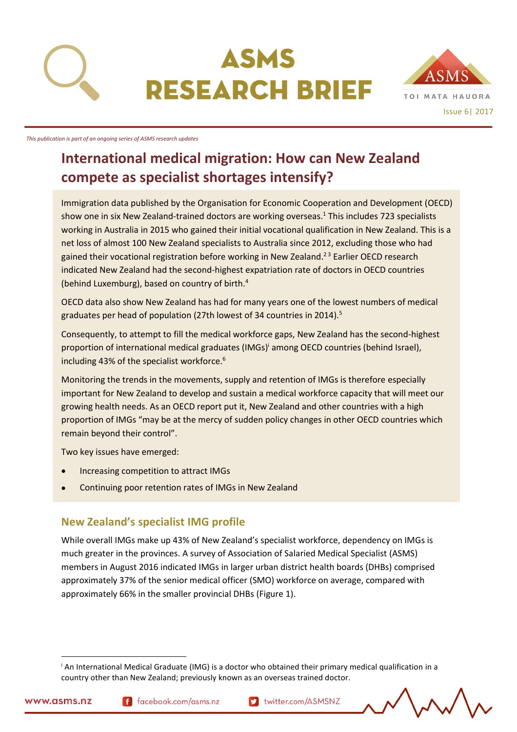# ASMS RESEARCH BRIEF

ASMS TOI MATA HAUORA

Issue 6 | 2017

*This publication is part of an ongoing series of ASMS research updates*

## International medical migration: How can New Zealand compete as specialist shortages intensify?

Immigration data published by the Organisation for Economic Cooperation and Development (OECD) show one in six New Zealand-trained doctors are working overseas.[1] This includes 723 specialists working in Australia in 2015 who gained their initial vocational qualification in New Zealand. This is a net loss of almost 100 New Zealand specialists to Australia since 2012, excluding those who had gained their vocational registration before working in New Zealand.[2 3] Earlier OECD research indicated New Zealand had the second-highest expatriation rate of doctors in OECD countries (behind Luxemburg), based on country of birth.[4]

OECD data also show New Zealand has had for many years one of the lowest numbers of medical graduates per head of population (27th lowest of 34 countries in 2014).[5]

Consequently, to attempt to fill the medical workforce gaps, New Zealand has the second-highest proportion of international medical graduates (IMGs)[i] among OECD countries (behind Israel), including 43% of the specialist workforce.[6]

Monitoring the trends in the movements, supply and retention of IMGs is therefore especially important for New Zealand to develop and sustain a medical workforce capacity that will meet our growing health needs. As an OECD report put it, New Zealand and other countries with a high proportion of IMGs "may be at the mercy of sudden policy changes in other OECD countries which remain beyond their control".

Two key issues have emerged:

- Increasing competition to attract IMGs
- Continuing poor retention rates of IMGs in New Zealand

### New Zealand's specialist IMG profile

While overall IMGs make up 43% of New Zealand's specialist workforce, dependency on IMGs is much greater in the provinces. A survey of Association of Salaried Medical Specialist (ASMS) members in August 2016 indicated IMGs in larger urban district health boards (DHBs) comprised approximately 37% of the senior medical officer (SMO) workforce on average, compared with approximately 66% in the smaller provincial DHBs (Figure 1).

[i] An International Medical Graduate (IMG) is a doctor who obtained their primary medical qualification in a country other than New Zealand; previously known as an overseas trained doctor.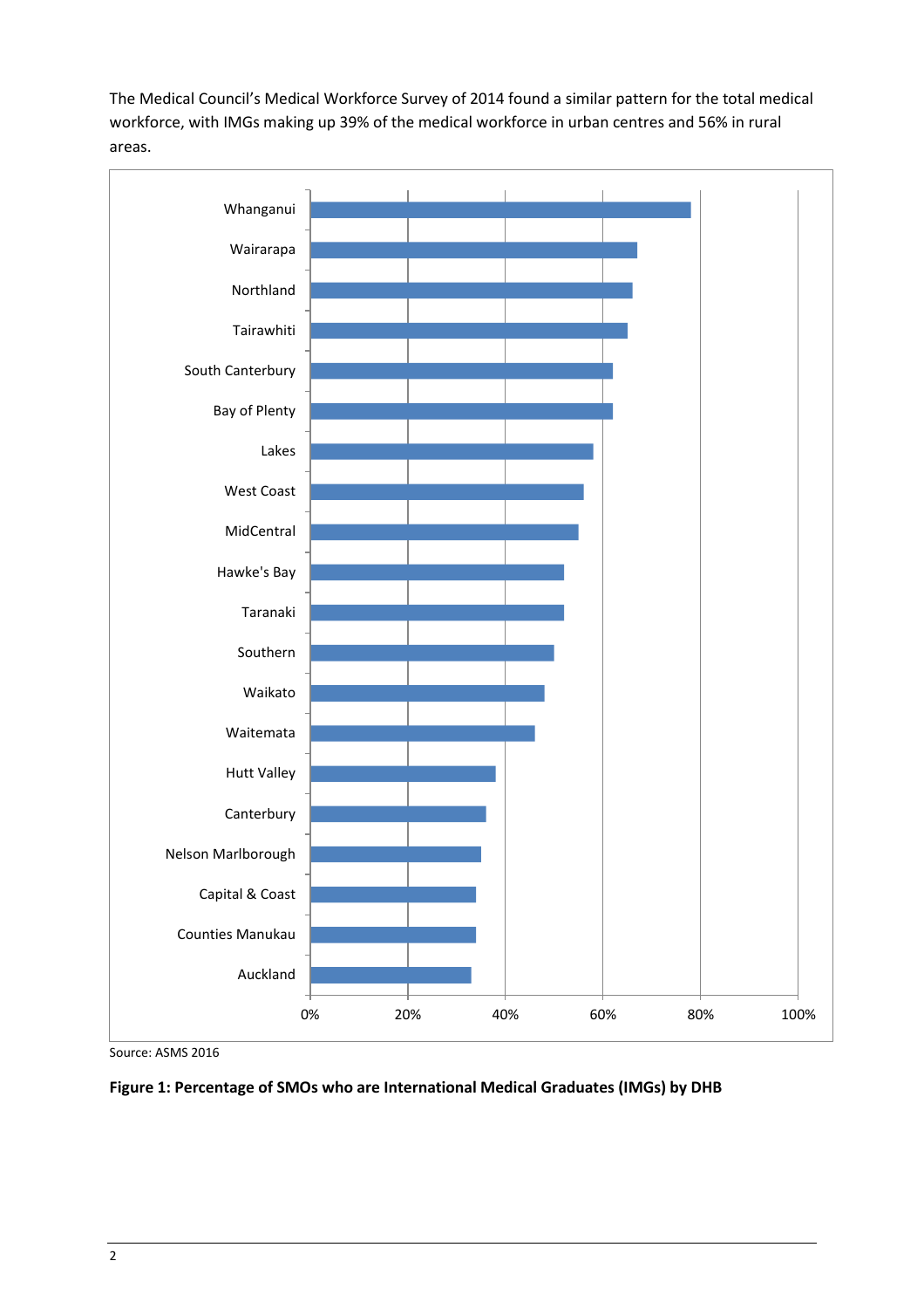The Medical Council's Medical Workforce Survey of 2014 found a similar pattern for the total medical workforce, with IMGs making up 39% of the medical workforce in urban centres and 56% in rural areas.

| DHB | Percentage of SMOs who are IMGs |
| --- | --- |
| Whanganui | ~78% |
| Wairarapa | ~67% |
| Northland | ~66% |
| Tairawhiti | ~65% |
| South Canterbury | ~62% |
| Bay of Plenty | ~62% |
| Lakes | ~58% |
| West Coast | ~56% |
| MidCentral | ~55% |
| Hawke's Bay | ~52% |
| Taranaki | ~52% |
| Southern | ~50% |
| Waikato | ~48% |
| Waitemata | ~46% |
| Hutt Valley | ~38% |
| Canterbury | ~36% |
| Nelson Marlborough | ~35% |
| Capital & Coast | ~34% |
| Counties Manukau | ~34% |
| Auckland | ~33% |

Source: ASMS 2016

**Figure 1: Percentage of SMOs who are International Medical Graduates (IMGs) by DHB**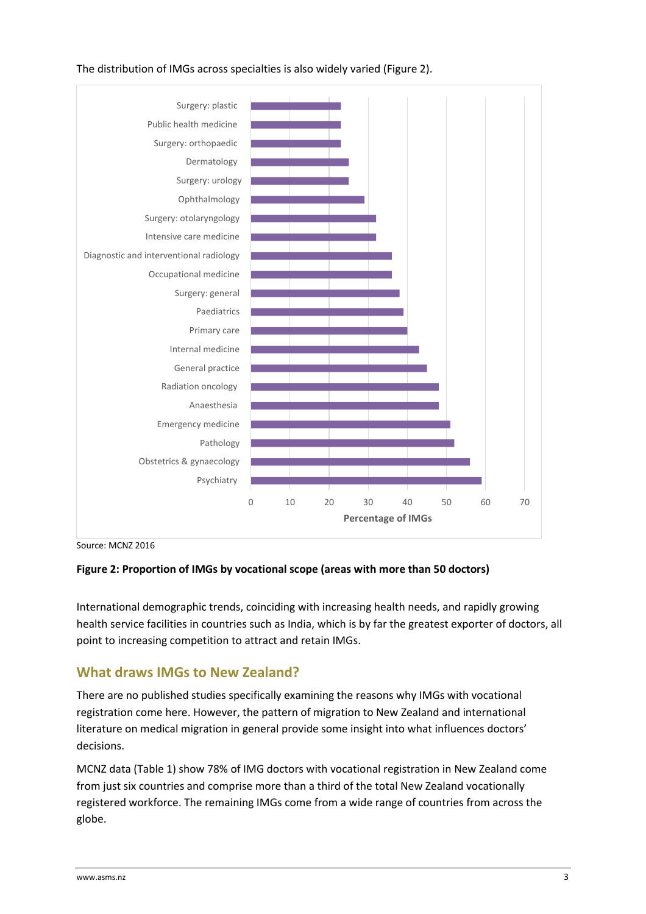The distribution of IMGs across specialties is also widely varied (Figure 2).

Source: MCNZ 2016

**Figure 2: Proportion of IMGs by vocational scope (areas with more than 50 doctors)**

International demographic trends, coinciding with increasing health needs, and rapidly growing health service facilities in countries such as India, which is by far the greatest exporter of doctors, all point to increasing competition to attract and retain IMGs.

## What draws IMGs to New Zealand?

There are no published studies specifically examining the reasons why IMGs with vocational registration come here. However, the pattern of migration to New Zealand and international literature on medical migration in general provide some insight into what influences doctors' decisions.

MCNZ data (Table 1) show 78% of IMG doctors with vocational registration in New Zealand come from just six countries and comprise more than a third of the total New Zealand vocationally registered workforce. The remaining IMGs come from a wide range of countries from across the globe.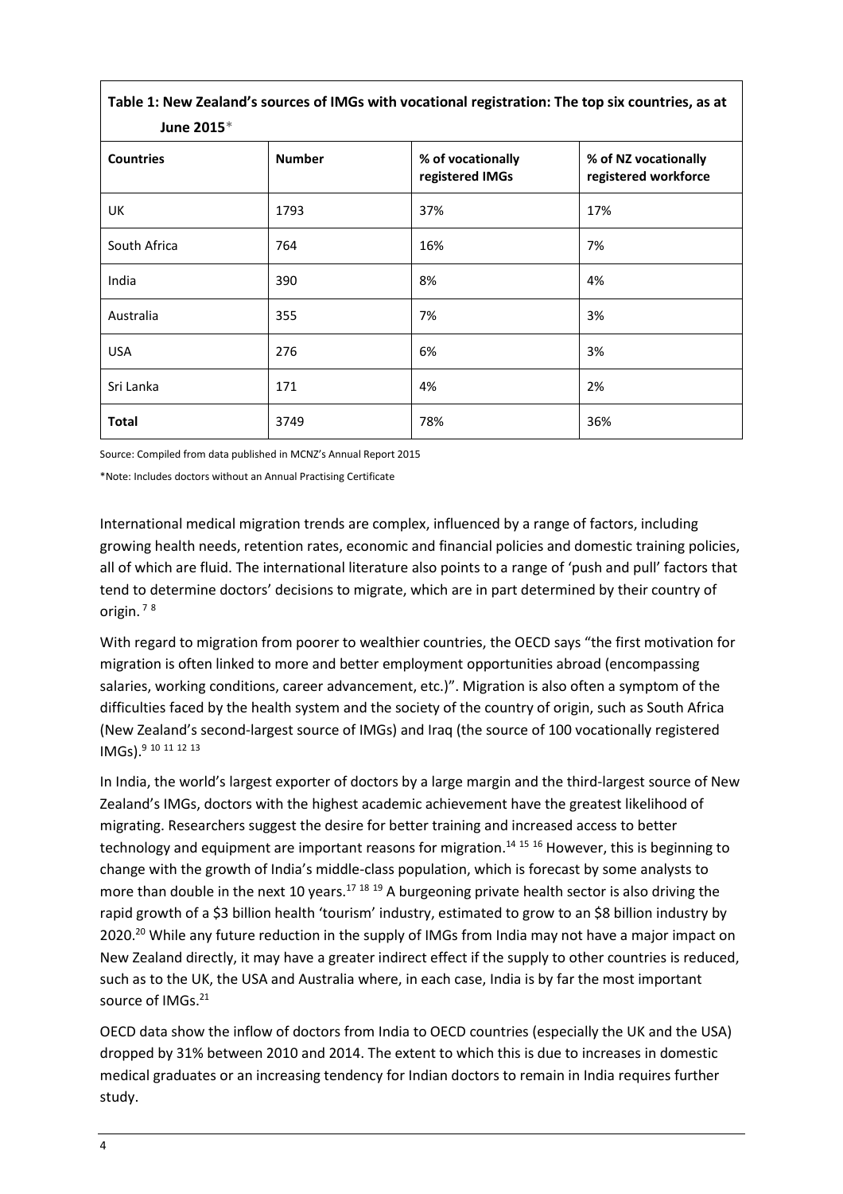**Table 1: New Zealand's sources of IMGs with vocational registration: The top six countries, as at June 2015***

| Countries | Number | % of vocationally registered IMGs | % of NZ vocationally registered workforce |
|---|---|---|---|
| UK | 1793 | 37% | 17% |
| South Africa | 764 | 16% | 7% |
| India | 390 | 8% | 4% |
| Australia | 355 | 7% | 3% |
| USA | 276 | 6% | 3% |
| Sri Lanka | 171 | 4% | 2% |
| **Total** | 3749 | 78% | 36% |

Source: Compiled from data published in MCNZ's Annual Report 2015

*Note: Includes doctors without an Annual Practising Certificate

International medical migration trends are complex, influenced by a range of factors, including growing health needs, retention rates, economic and financial policies and domestic training policies, all of which are fluid. The international literature also points to a range of 'push and pull' factors that tend to determine doctors' decisions to migrate, which are in part determined by their country of origin.[7 8]

With regard to migration from poorer to wealthier countries, the OECD says "the first motivation for migration is often linked to more and better employment opportunities abroad (encompassing salaries, working conditions, career advancement, etc.)". Migration is also often a symptom of the difficulties faced by the health system and the society of the country of origin, such as South Africa (New Zealand's second-largest source of IMGs) and Iraq (the source of 100 vocationally registered IMGs).[9 10 11 12 13]

In India, the world's largest exporter of doctors by a large margin and the third-largest source of New Zealand's IMGs, doctors with the highest academic achievement have the greatest likelihood of migrating. Researchers suggest the desire for better training and increased access to better technology and equipment are important reasons for migration.[14 15 16] However, this is beginning to change with the growth of India's middle-class population, which is forecast by some analysts to more than double in the next 10 years.[17 18 19] A burgeoning private health sector is also driving the rapid growth of a $3 billion health 'tourism' industry, estimated to grow to an $8 billion industry by 2020.[20] While any future reduction in the supply of IMGs from India may not have a major impact on New Zealand directly, it may have a greater indirect effect if the supply to other countries is reduced, such as to the UK, the USA and Australia where, in each case, India is by far the most important source of IMGs.[21]

OECD data show the inflow of doctors from India to OECD countries (especially the UK and the USA) dropped by 31% between 2010 and 2014. The extent to which this is due to increases in domestic medical graduates or an increasing tendency for Indian doctors to remain in India requires further study.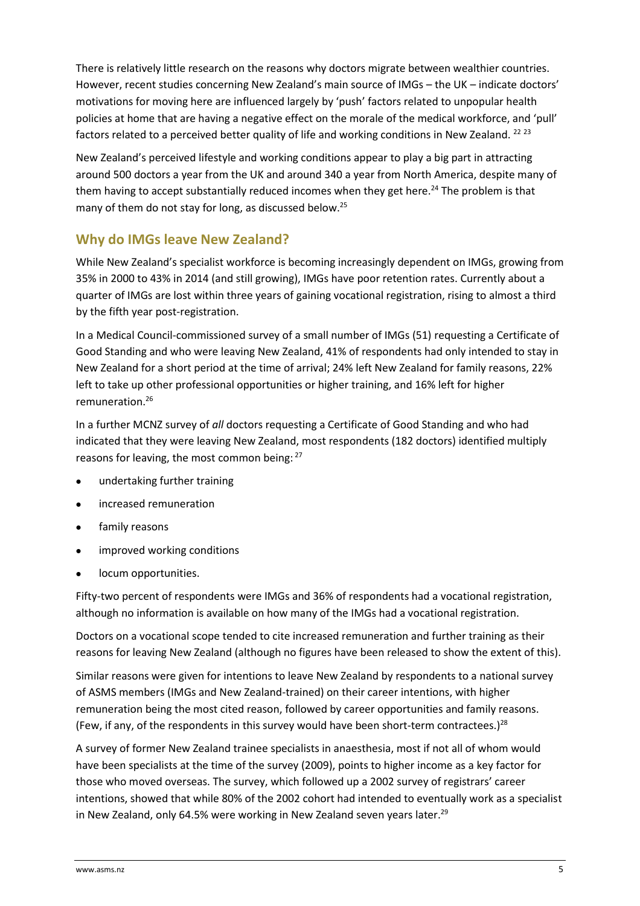There is relatively little research on the reasons why doctors migrate between wealthier countries. However, recent studies concerning New Zealand's main source of IMGs – the UK – indicate doctors' motivations for moving here are influenced largely by 'push' factors related to unpopular health policies at home that are having a negative effect on the morale of the medical workforce, and 'pull' factors related to a perceived better quality of life and working conditions in New Zealand. [22, 23]

New Zealand's perceived lifestyle and working conditions appear to play a big part in attracting around 500 doctors a year from the UK and around 340 a year from North America, despite many of them having to accept substantially reduced incomes when they get here.[24] The problem is that many of them do not stay for long, as discussed below.[25]

## Why do IMGs leave New Zealand?

While New Zealand's specialist workforce is becoming increasingly dependent on IMGs, growing from 35% in 2000 to 43% in 2014 (and still growing), IMGs have poor retention rates. Currently about a quarter of IMGs are lost within three years of gaining vocational registration, rising to almost a third by the fifth year post-registration.

In a Medical Council-commissioned survey of a small number of IMGs (51) requesting a Certificate of Good Standing and who were leaving New Zealand, 41% of respondents had only intended to stay in New Zealand for a short period at the time of arrival; 24% left New Zealand for family reasons, 22% left to take up other professional opportunities or higher training, and 16% left for higher remuneration.[26]

In a further MCNZ survey of *all* doctors requesting a Certificate of Good Standing and who had indicated that they were leaving New Zealand, most respondents (182 doctors) identified multiply reasons for leaving, the most common being: [27]

- undertaking further training
- increased remuneration
- family reasons
- improved working conditions
- locum opportunities.

Fifty-two percent of respondents were IMGs and 36% of respondents had a vocational registration, although no information is available on how many of the IMGs had a vocational registration.

Doctors on a vocational scope tended to cite increased remuneration and further training as their reasons for leaving New Zealand (although no figures have been released to show the extent of this).

Similar reasons were given for intentions to leave New Zealand by respondents to a national survey of ASMS members (IMGs and New Zealand-trained) on their career intentions, with higher remuneration being the most cited reason, followed by career opportunities and family reasons. (Few, if any, of the respondents in this survey would have been short-term contractees.)[28]

A survey of former New Zealand trainee specialists in anaesthesia, most if not all of whom would have been specialists at the time of the survey (2009), points to higher income as a key factor for those who moved overseas. The survey, which followed up a 2002 survey of registrars' career intentions, showed that while 80% of the 2002 cohort had intended to eventually work as a specialist in New Zealand, only 64.5% were working in New Zealand seven years later.[29]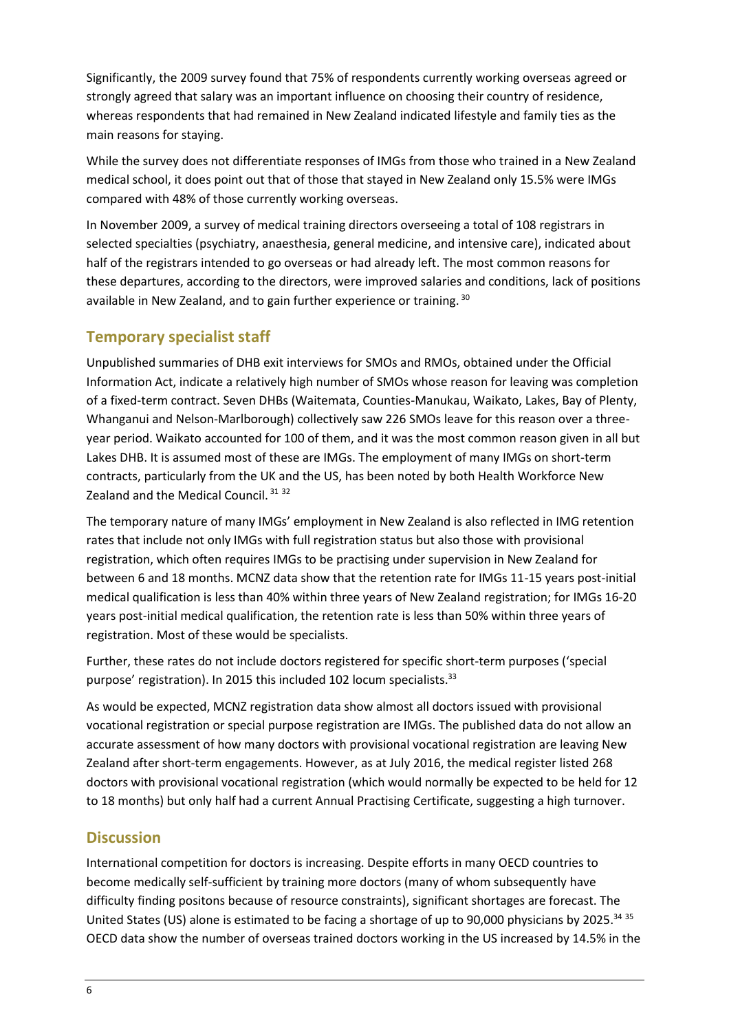Significantly, the 2009 survey found that 75% of respondents currently working overseas agreed or strongly agreed that salary was an important influence on choosing their country of residence, whereas respondents that had remained in New Zealand indicated lifestyle and family ties as the main reasons for staying.

While the survey does not differentiate responses of IMGs from those who trained in a New Zealand medical school, it does point out that of those that stayed in New Zealand only 15.5% were IMGs compared with 48% of those currently working overseas.

In November 2009, a survey of medical training directors overseeing a total of 108 registrars in selected specialties (psychiatry, anaesthesia, general medicine, and intensive care), indicated about half of the registrars intended to go overseas or had already left. The most common reasons for these departures, according to the directors, were improved salaries and conditions, lack of positions available in New Zealand, and to gain further experience or training. [30]

## Temporary specialist staff

Unpublished summaries of DHB exit interviews for SMOs and RMOs, obtained under the Official Information Act, indicate a relatively high number of SMOs whose reason for leaving was completion of a fixed-term contract. Seven DHBs (Waitemata, Counties-Manukau, Waikato, Lakes, Bay of Plenty, Whanganui and Nelson-Marlborough) collectively saw 226 SMOs leave for this reason over a three-year period. Waikato accounted for 100 of them, and it was the most common reason given in all but Lakes DHB. It is assumed most of these are IMGs. The employment of many IMGs on short-term contracts, particularly from the UK and the US, has been noted by both Health Workforce New Zealand and the Medical Council. [31 32]

The temporary nature of many IMGs' employment in New Zealand is also reflected in IMG retention rates that include not only IMGs with full registration status but also those with provisional registration, which often requires IMGs to be practising under supervision in New Zealand for between 6 and 18 months. MCNZ data show that the retention rate for IMGs 11-15 years post-initial medical qualification is less than 40% within three years of New Zealand registration; for IMGs 16-20 years post-initial medical qualification, the retention rate is less than 50% within three years of registration. Most of these would be specialists.

Further, these rates do not include doctors registered for specific short-term purposes ('special purpose' registration). In 2015 this included 102 locum specialists.[33]

As would be expected, MCNZ registration data show almost all doctors issued with provisional vocational registration or special purpose registration are IMGs. The published data do not allow an accurate assessment of how many doctors with provisional vocational registration are leaving New Zealand after short-term engagements. However, as at July 2016, the medical register listed 268 doctors with provisional vocational registration (which would normally be expected to be held for 12 to 18 months) but only half had a current Annual Practising Certificate, suggesting a high turnover.

## Discussion

International competition for doctors is increasing. Despite efforts in many OECD countries to become medically self-sufficient by training more doctors (many of whom subsequently have difficulty finding positons because of resource constraints), significant shortages are forecast. The United States (US) alone is estimated to be facing a shortage of up to 90,000 physicians by 2025.[34 35] OECD data show the number of overseas trained doctors working in the US increased by 14.5% in the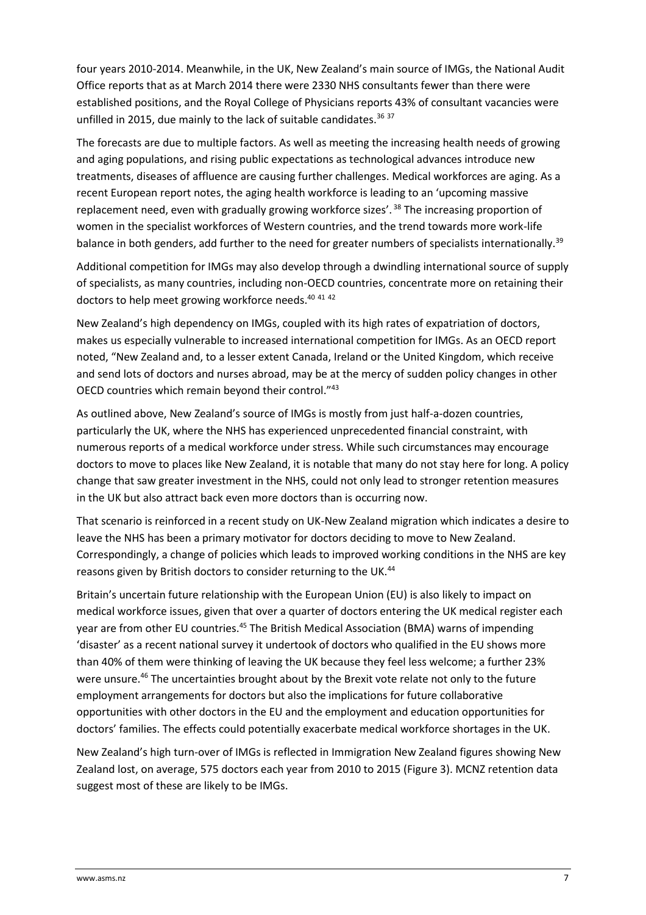four years 2010-2014. Meanwhile, in the UK, New Zealand's main source of IMGs, the National Audit Office reports that as at March 2014 there were 2330 NHS consultants fewer than there were established positions, and the Royal College of Physicians reports 43% of consultant vacancies were unfilled in 2015, due mainly to the lack of suitable candidates.[36 37]

The forecasts are due to multiple factors. As well as meeting the increasing health needs of growing and aging populations, and rising public expectations as technological advances introduce new treatments, diseases of affluence are causing further challenges. Medical workforces are aging. As a recent European report notes, the aging health workforce is leading to an 'upcoming massive replacement need, even with gradually growing workforce sizes'.[38] The increasing proportion of women in the specialist workforces of Western countries, and the trend towards more work-life balance in both genders, add further to the need for greater numbers of specialists internationally.[39]

Additional competition for IMGs may also develop through a dwindling international source of supply of specialists, as many countries, including non-OECD countries, concentrate more on retaining their doctors to help meet growing workforce needs.[40 41 42]

New Zealand's high dependency on IMGs, coupled with its high rates of expatriation of doctors, makes us especially vulnerable to increased international competition for IMGs. As an OECD report noted, "New Zealand and, to a lesser extent Canada, Ireland or the United Kingdom, which receive and send lots of doctors and nurses abroad, may be at the mercy of sudden policy changes in other OECD countries which remain beyond their control."[43]

As outlined above, New Zealand's source of IMGs is mostly from just half-a-dozen countries, particularly the UK, where the NHS has experienced unprecedented financial constraint, with numerous reports of a medical workforce under stress. While such circumstances may encourage doctors to move to places like New Zealand, it is notable that many do not stay here for long. A policy change that saw greater investment in the NHS, could not only lead to stronger retention measures in the UK but also attract back even more doctors than is occurring now.

That scenario is reinforced in a recent study on UK-New Zealand migration which indicates a desire to leave the NHS has been a primary motivator for doctors deciding to move to New Zealand. Correspondingly, a change of policies which leads to improved working conditions in the NHS are key reasons given by British doctors to consider returning to the UK.[44]

Britain's uncertain future relationship with the European Union (EU) is also likely to impact on medical workforce issues, given that over a quarter of doctors entering the UK medical register each year are from other EU countries.[45] The British Medical Association (BMA) warns of impending 'disaster' as a recent national survey it undertook of doctors who qualified in the EU shows more than 40% of them were thinking of leaving the UK because they feel less welcome; a further 23% were unsure.[46] The uncertainties brought about by the Brexit vote relate not only to the future employment arrangements for doctors but also the implications for future collaborative opportunities with other doctors in the EU and the employment and education opportunities for doctors' families. The effects could potentially exacerbate medical workforce shortages in the UK.

New Zealand's high turn-over of IMGs is reflected in Immigration New Zealand figures showing New Zealand lost, on average, 575 doctors each year from 2010 to 2015 (Figure 3). MCNZ retention data suggest most of these are likely to be IMGs.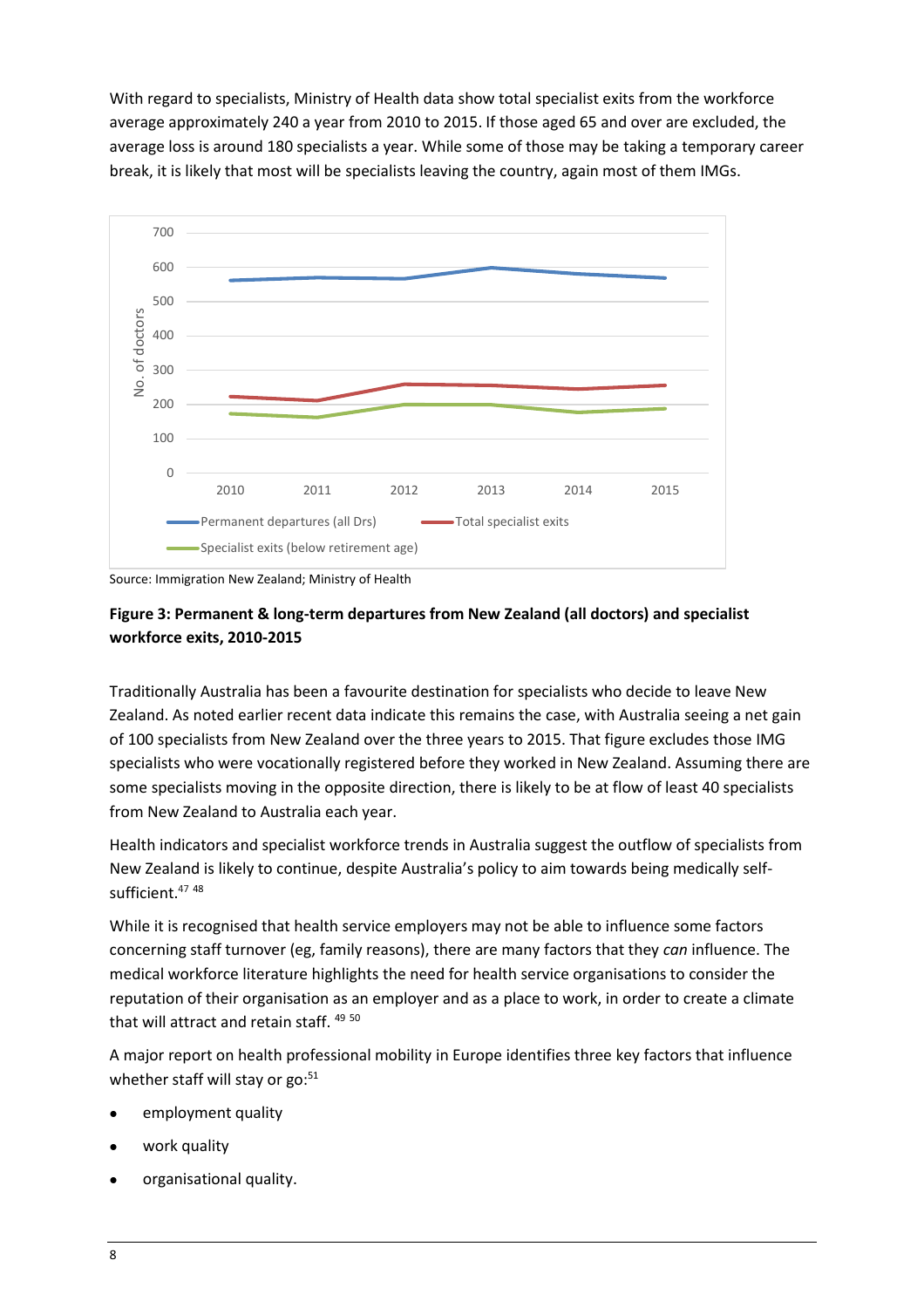With regard to specialists, Ministry of Health data show total specialist exits from the workforce average approximately 240 a year from 2010 to 2015. If those aged 65 and over are excluded, the average loss is around 180 specialists a year. While some of those may be taking a temporary career break, it is likely that most will be specialists leaving the country, again most of them IMGs.

Source: Immigration New Zealand; Ministry of Health

**Figure 3: Permanent & long-term departures from New Zealand (all doctors) and specialist workforce exits, 2010-2015**

Traditionally Australia has been a favourite destination for specialists who decide to leave New Zealand. As noted earlier recent data indicate this remains the case, with Australia seeing a net gain of 100 specialists from New Zealand over the three years to 2015. That figure excludes those IMG specialists who were vocationally registered before they worked in New Zealand. Assuming there are some specialists moving in the opposite direction, there is likely to be at flow of least 40 specialists from New Zealand to Australia each year.

Health indicators and specialist workforce trends in Australia suggest the outflow of specialists from New Zealand is likely to continue, despite Australia's policy to aim towards being medically self-sufficient.[47] [48]

While it is recognised that health service employers may not be able to influence some factors concerning staff turnover (eg, family reasons), there are many factors that they *can* influence. The medical workforce literature highlights the need for health service organisations to consider the reputation of their organisation as an employer and as a place to work, in order to create a climate that will attract and retain staff. [49] [50]

A major report on health professional mobility in Europe identifies three key factors that influence whether staff will stay or go:[51]

- employment quality
- work quality
- organisational quality.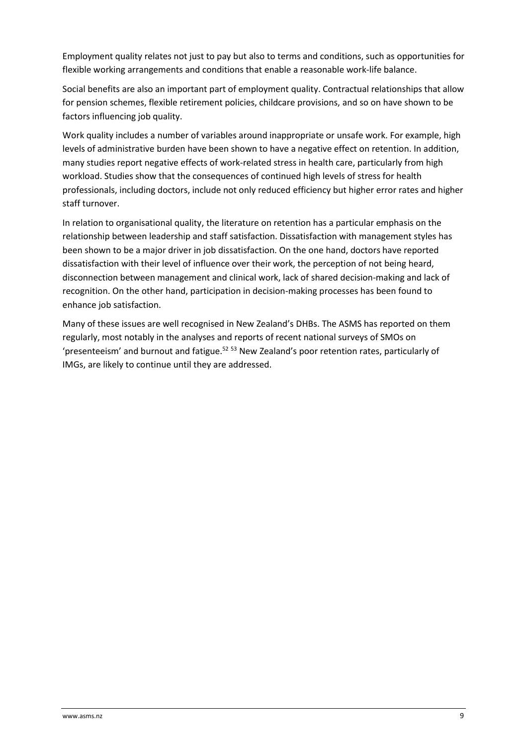Employment quality relates not just to pay but also to terms and conditions, such as opportunities for flexible working arrangements and conditions that enable a reasonable work-life balance.

Social benefits are also an important part of employment quality. Contractual relationships that allow for pension schemes, flexible retirement policies, childcare provisions, and so on have shown to be factors influencing job quality.

Work quality includes a number of variables around inappropriate or unsafe work. For example, high levels of administrative burden have been shown to have a negative effect on retention. In addition, many studies report negative effects of work-related stress in health care, particularly from high workload. Studies show that the consequences of continued high levels of stress for health professionals, including doctors, include not only reduced efficiency but higher error rates and higher staff turnover.

In relation to organisational quality, the literature on retention has a particular emphasis on the relationship between leadership and staff satisfaction. Dissatisfaction with management styles has been shown to be a major driver in job dissatisfaction. On the one hand, doctors have reported dissatisfaction with their level of influence over their work, the perception of not being heard, disconnection between management and clinical work, lack of shared decision-making and lack of recognition. On the other hand, participation in decision-making processes has been found to enhance job satisfaction.

Many of these issues are well recognised in New Zealand's DHBs. The ASMS has reported on them regularly, most notably in the analyses and reports of recent national surveys of SMOs on 'presenteeism' and burnout and fatigue.[52] [53] New Zealand's poor retention rates, particularly of IMGs, are likely to continue until they are addressed.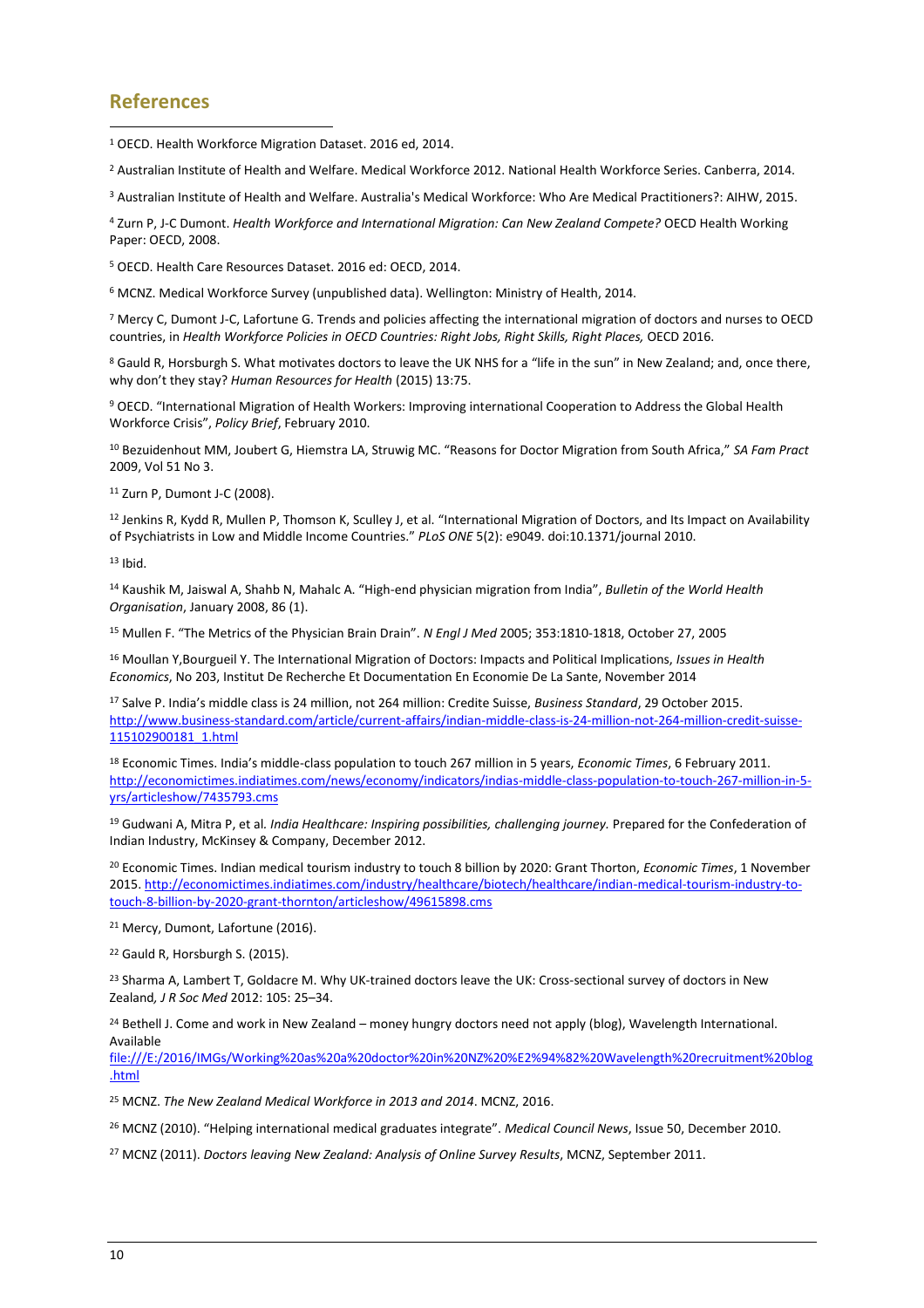## References

[1] OECD. Health Workforce Migration Dataset. 2016 ed, 2014.

[2] Australian Institute of Health and Welfare. Medical Workforce 2012. National Health Workforce Series. Canberra, 2014.

[3] Australian Institute of Health and Welfare. Australia's Medical Workforce: Who Are Medical Practitioners?: AIHW, 2015.

[4] Zurn P, J-C Dumont. *Health Workforce and International Migration: Can New Zealand Compete?* OECD Health Working Paper: OECD, 2008.

[5] OECD. Health Care Resources Dataset. 2016 ed: OECD, 2014.

[6] MCNZ. Medical Workforce Survey (unpublished data). Wellington: Ministry of Health, 2014.

[7] Mercy C, Dumont J-C, Lafortune G. Trends and policies affecting the international migration of doctors and nurses to OECD countries, in *Health Workforce Policies in OECD Countries: Right Jobs, Right Skills, Right Places,* OECD 2016.

[8] Gauld R, Horsburgh S. What motivates doctors to leave the UK NHS for a "life in the sun" in New Zealand; and, once there, why don't they stay? *Human Resources for Health* (2015) 13:75.

[9] OECD. "International Migration of Health Workers: Improving international Cooperation to Address the Global Health Workforce Crisis", *Policy Brief*, February 2010.

[10] Bezuidenhout MM, Joubert G, Hiemstra LA, Struwig MC. "Reasons for Doctor Migration from South Africa," *SA Fam Pract* 2009, Vol 51 No 3.

[11] Zurn P, Dumont J-C (2008).

[12] Jenkins R, Kydd R, Mullen P, Thomson K, Sculley J, et al. "International Migration of Doctors, and Its Impact on Availability of Psychiatrists in Low and Middle Income Countries." *PLoS ONE* 5(2): e9049. doi:10.1371/journal 2010.

[13] Ibid.

[14] Kaushik M, Jaiswal A, Shahb N, Mahalc A. "High-end physician migration from India", *Bulletin of the World Health Organisation*, January 2008, 86 (1).

[15] Mullen F. "The Metrics of the Physician Brain Drain". *N Engl J Med* 2005; 353:1810-1818, October 27, 2005

[16] Moullan Y,Bourgueil Y. The International Migration of Doctors: Impacts and Political Implications, *Issues in Health Economics*, No 203, Institut De Recherche Et Documentation En Economie De La Sante, November 2014

[17] Salve P. India's middle class is 24 million, not 264 million: Credite Suisse, *Business Standard*, 29 October 2015. http://www.business-standard.com/article/current-affairs/indian-middle-class-is-24-million-not-264-million-credit-suisse-115102900181_1.html

[18] Economic Times. India's middle-class population to touch 267 million in 5 years, *Economic Times*, 6 February 2011. http://economictimes.indiatimes.com/news/economy/indicators/indias-middle-class-population-to-touch-267-million-in-5-yrs/articleshow/7435793.cms

[19] Gudwani A, Mitra P, et al. *India Healthcare: Inspiring possibilities, challenging journey.* Prepared for the Confederation of Indian Industry, McKinsey & Company, December 2012.

[20] Economic Times. Indian medical tourism industry to touch 8 billion by 2020: Grant Thornton, *Economic Times*, 1 November 2015. http://economictimes.indiatimes.com/industry/healthcare/biotech/healthcare/indian-medical-tourism-industry-to-touch-8-billion-by-2020-grant-thornton/articleshow/49615898.cms

[21] Mercy, Dumont, Lafortune (2016).

[22] Gauld R, Horsburgh S. (2015).

[23] Sharma A, Lambert T, Goldacre M. Why UK-trained doctors leave the UK: Cross-sectional survey of doctors in New Zealand*, J R Soc Med* 2012: 105: 25–34.

[24] Bethell J. Come and work in New Zealand – money hungry doctors need not apply (blog), Wavelength International. Available file:///E:/2016/IMGs/Working%20as%20a%20doctor%20in%20NZ%20%E2%94%82%20Wavelength%20recruitment%20blog.html

[25] MCNZ. *The New Zealand Medical Workforce in 2013 and 2014*. MCNZ, 2016.

[26] MCNZ (2010). "Helping international medical graduates integrate". *Medical Council News*, Issue 50, December 2010.

[27] MCNZ (2011). *Doctors leaving New Zealand: Analysis of Online Survey Results*, MCNZ, September 2011.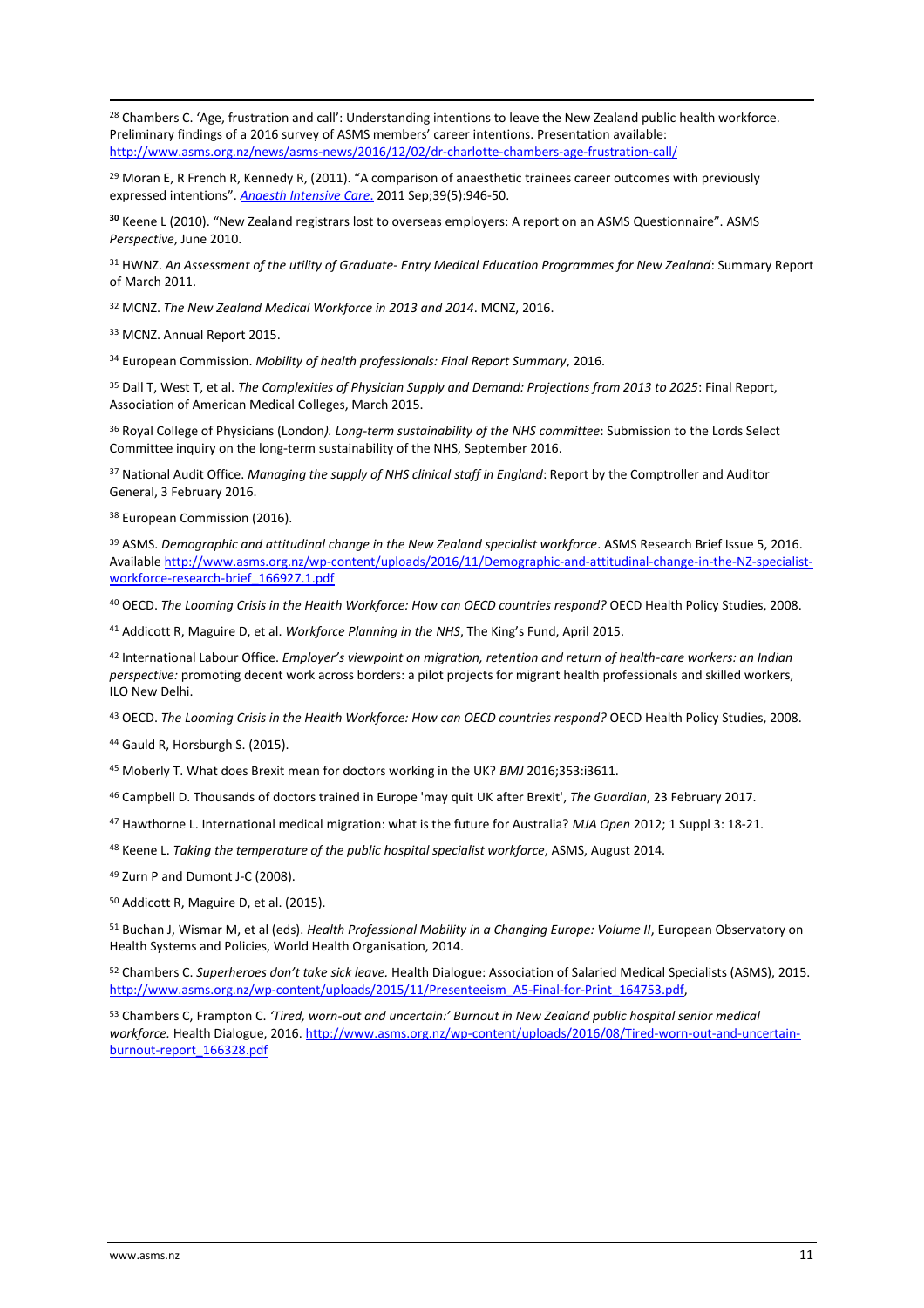[28] Chambers C. 'Age, frustration and call': Understanding intentions to leave the New Zealand public health workforce. Preliminary findings of a 2016 survey of ASMS members' career intentions. Presentation available: http://www.asms.org.nz/news/asms-news/2016/12/02/dr-charlotte-chambers-age-frustration-call/

[29] Moran E, R French R, Kennedy R, (2011). "A comparison of anaesthetic trainees career outcomes with previously expressed intentions". *Anaesth Intensive Care*. 2011 Sep;39(5):946-50.

**[30]** Keene L (2010). "New Zealand registrars lost to overseas employers: A report on an ASMS Questionnaire". ASMS *Perspective*, June 2010.

[31] HWNZ. *An Assessment of the utility of Graduate- Entry Medical Education Programmes for New Zealand*: Summary Report of March 2011.

[32] MCNZ. *The New Zealand Medical Workforce in 2013 and 2014*. MCNZ, 2016.

[33] MCNZ. Annual Report 2015.

[34] European Commission. *Mobility of health professionals: Final Report Summary*, 2016.

[35] Dall T, West T, et al. *The Complexities of Physician Supply and Demand: Projections from 2013 to 2025*: Final Report, Association of American Medical Colleges, March 2015.

[36] Royal College of Physicians (London*). Long-term sustainability of the NHS committee*: Submission to the Lords Select Committee inquiry on the long-term sustainability of the NHS, September 2016.

[37] National Audit Office. *Managing the supply of NHS clinical staff in England*: Report by the Comptroller and Auditor General, 3 February 2016.

[38] European Commission (2016).

[39] ASMS. *Demographic and attitudinal change in the New Zealand specialist workforce*. ASMS Research Brief Issue 5, 2016. Available http://www.asms.org.nz/wp-content/uploads/2016/11/Demographic-and-attitudinal-change-in-the-NZ-specialist-workforce-research-brief_166927.1.pdf

[40] OECD. *The Looming Crisis in the Health Workforce: How can OECD countries respond?* OECD Health Policy Studies, 2008.

[41] Addicott R, Maguire D, et al. *Workforce Planning in the NHS*, The King's Fund, April 2015.

[42] International Labour Office. *Employer's viewpoint on migration, retention and return of health-care workers: an Indian perspective:* promoting decent work across borders: a pilot projects for migrant health professionals and skilled workers, ILO New Delhi.

[43] OECD. *The Looming Crisis in the Health Workforce: How can OECD countries respond?* OECD Health Policy Studies, 2008.

[44] Gauld R, Horsburgh S. (2015).

[45] Moberly T. What does Brexit mean for doctors working in the UK? *BMJ* 2016;353:i3611.

[46] Campbell D. Thousands of doctors trained in Europe 'may quit UK after Brexit', *The Guardian*, 23 February 2017.

[47] Hawthorne L. International medical migration: what is the future for Australia? *MJA Open* 2012; 1 Suppl 3: 18-21.

[48] Keene L. *Taking the temperature of the public hospital specialist workforce*, ASMS, August 2014.

[49] Zurn P and Dumont J-C (2008).

[50] Addicott R, Maguire D, et al. (2015).

[51] Buchan J, Wismar M, et al (eds). *Health Professional Mobility in a Changing Europe: Volume II*, European Observatory on Health Systems and Policies, World Health Organisation, 2014.

[52] Chambers C. *Superheroes don't take sick leave.* Health Dialogue: Association of Salaried Medical Specialists (ASMS), 2015. http://www.asms.org.nz/wp-content/uploads/2015/11/Presenteeism_A5-Final-for-Print_164753.pdf,

[53] Chambers C, Frampton C. *'Tired, worn-out and uncertain:' Burnout in New Zealand public hospital senior medical workforce.* Health Dialogue, 2016. http://www.asms.org.nz/wp-content/uploads/2016/08/Tired-worn-out-and-uncertain-burnout-report_166328.pdf